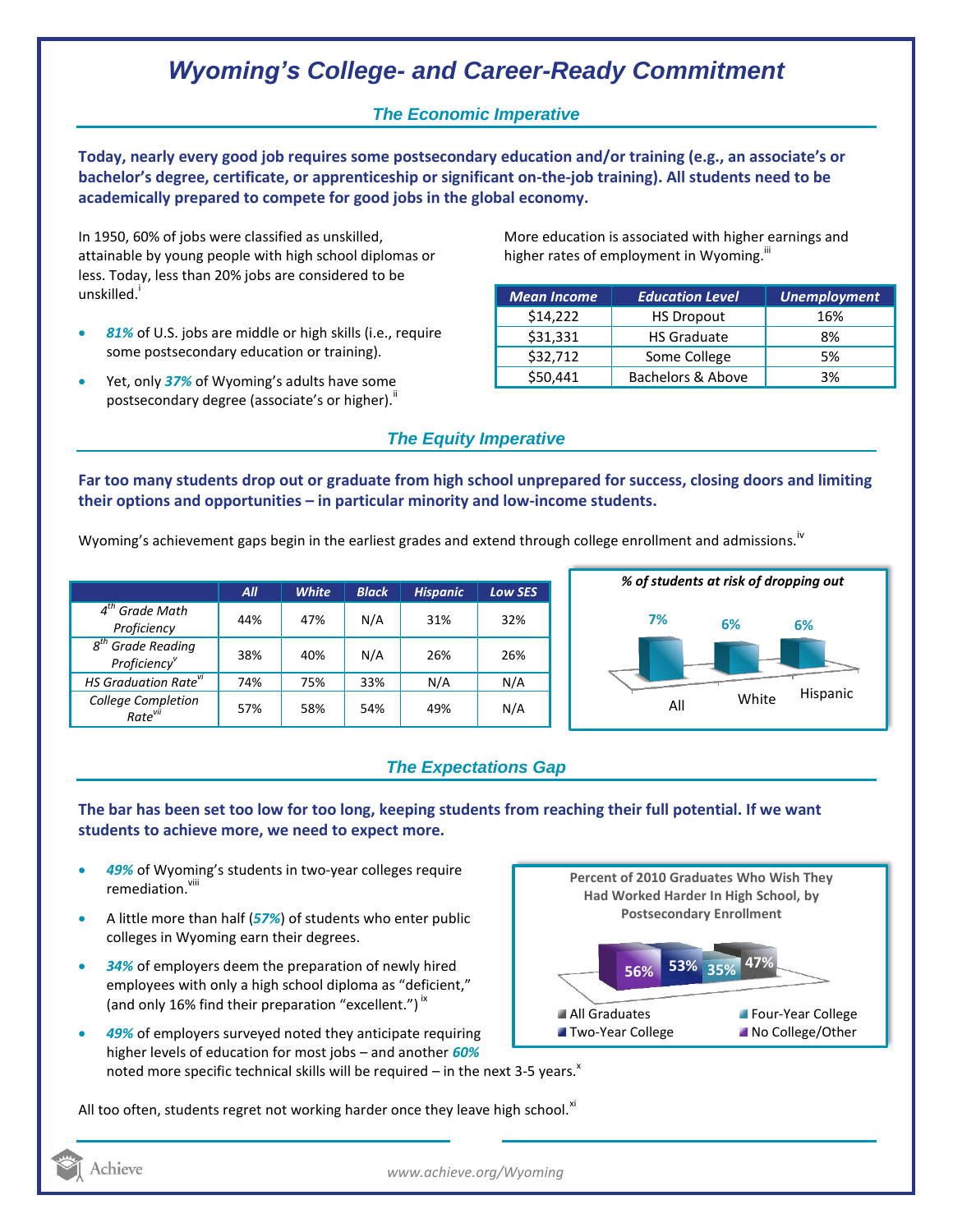# Wyoming's College- and Career-Ready Commitment

## The Economic Imperative

**Today, nearly every good job requires some postsecondary education and/or training (e.g., an associate's or bachelor's degree, certificate, or apprenticeship or significant on-the-job training). All students need to be academically prepared to compete for good jobs in the global economy.**

In 1950, 60% of jobs were classified as unskilled, attainable by young people with high school diplomas or less. Today, less than 20% jobs are considered to be unskilled.[i]

- ***81%*** of U.S. jobs are middle or high skills (i.e., require some postsecondary education or training).
- Yet, only ***37%*** of Wyoming's adults have some postsecondary degree (associate's or higher).[ii]

More education is associated with higher earnings and higher rates of employment in Wyoming.[iii]

| Mean Income | Education Level | Unemployment |
|---|---|---|
| $14,222 | HS Dropout | 16% |
| $31,331 | HS Graduate | 8% |
| $32,712 | Some College | 5% |
| $50,441 | Bachelors & Above | 3% |

## The Equity Imperative

**Far too many students drop out or graduate from high school unprepared for success, closing doors and limiting their options and opportunities – in particular minority and low-income students.**

Wyoming's achievement gaps begin in the earliest grades and extend through college enrollment and admissions.[iv]

| | All | White | Black | Hispanic | Low SES |
|---|---|---|---|---|---|
| 4th Grade Math Proficiency | 44% | 47% | N/A | 31% | 32% |
| 8th Grade Reading Proficiency[v] | 38% | 40% | N/A | 26% | 26% |
| HS Graduation Rate[vi] | 74% | 75% | 33% | N/A | N/A |
| College Completion Rate[vii] | 57% | 58% | 54% | 49% | N/A |

*% of students at risk of dropping out*

| All | White | Hispanic |
|---|---|---|
| 7% | 6% | 6% |

## The Expectations Gap

**The bar has been set too low for too long, keeping students from reaching their full potential. If we want students to achieve more, we need to expect more.**

- ***49%*** of Wyoming's students in two-year colleges require remediation.[viii]
- A little more than half (***57%***) of students who enter public colleges in Wyoming earn their degrees.
- ***34%*** of employers deem the preparation of newly hired employees with only a high school diploma as "deficient," (and only 16% find their preparation "excellent.")[ix]
- ***49%*** of employers surveyed noted they anticipate requiring higher levels of education for most jobs – and another ***60%*** noted more specific technical skills will be required – in the next 3-5 years.[x]

**Percent of 2010 Graduates Who Wish They Had Worked Harder In High School, by Postsecondary Enrollment**

| No College/Other | Two-Year College | Four-Year College | All Graduates |
|---|---|---|---|
| 56% | 53% | 35% | 47% |

All too often, students regret not working harder once they leave high school.[xi]

www.achieve.org/Wyoming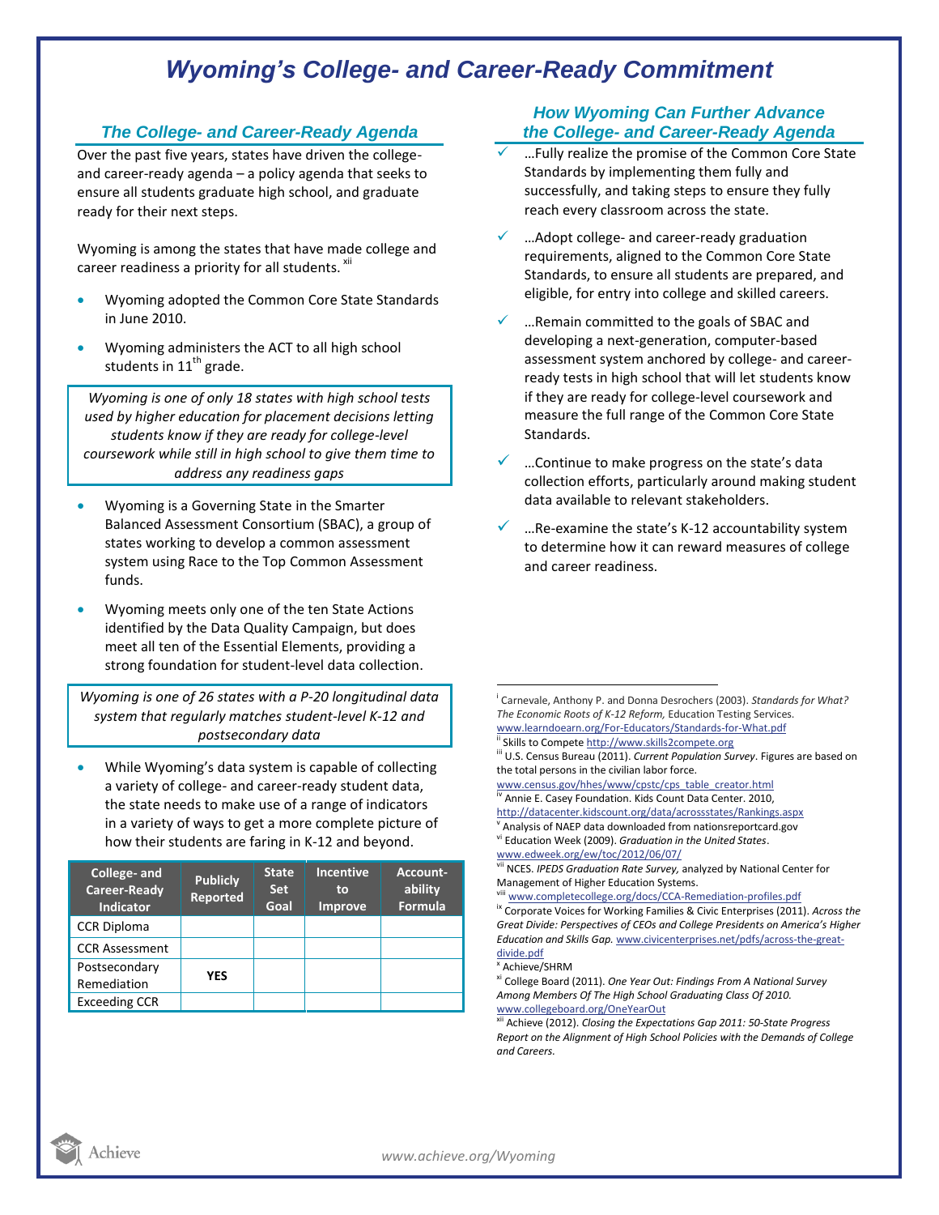# Wyoming's College- and Career-Ready Commitment

## The College- and Career-Ready Agenda

Over the past five years, states have driven the college- and career-ready agenda – a policy agenda that seeks to ensure all students graduate high school, and graduate ready for their next steps.

Wyoming is among the states that have made college and career readiness a priority for all students. [xii]

- Wyoming adopted the Common Core State Standards in June 2010.
- Wyoming administers the ACT to all high school students in 11th grade.

*Wyoming is one of only 18 states with high school tests used by higher education for placement decisions letting students know if they are ready for college-level coursework while still in high school to give them time to address any readiness gaps*

- Wyoming is a Governing State in the Smarter Balanced Assessment Consortium (SBAC), a group of states working to develop a common assessment system using Race to the Top Common Assessment funds.
- Wyoming meets only one of the ten State Actions identified by the Data Quality Campaign, but does meet all ten of the Essential Elements, providing a strong foundation for student-level data collection.

*Wyoming is one of 26 states with a P-20 longitudinal data system that regularly matches student-level K-12 and postsecondary data*

- While Wyoming's data system is capable of collecting a variety of college- and career-ready student data, the state needs to make use of a range of indicators in a variety of ways to get a more complete picture of how their students are faring in K-12 and beyond.

| College- and Career-Ready Indicator | Publicly Reported | State Set Goal | Incentive to Improve | Account-ability Formula |
|---|---|---|---|---|
| CCR Diploma | | | | |
| CCR Assessment | | | | |
| Postsecondary Remediation | YES | | | |
| Exceeding CCR | | | | |

## How Wyoming Can Further Advance the College- and Career-Ready Agenda

- ✓ …Fully realize the promise of the Common Core State Standards by implementing them fully and successfully, and taking steps to ensure they fully reach every classroom across the state.
- ✓ …Adopt college- and career-ready graduation requirements, aligned to the Common Core State Standards, to ensure all students are prepared, and eligible, for entry into college and skilled careers.
- ✓ …Remain committed to the goals of SBAC and developing a next-generation, computer-based assessment system anchored by college- and career-ready tests in high school that will let students know if they are ready for college-level coursework and measure the full range of the Common Core State Standards.
- ✓ …Continue to make progress on the state's data collection efforts, particularly around making student data available to relevant stakeholders.
- ✓ …Re-examine the state's K-12 accountability system to determine how it can reward measures of college and career readiness.

---

[i] Carnevale, Anthony P. and Donna Desrochers (2003). *Standards for What? The Economic Roots of K-12 Reform,* Education Testing Services. www.learndoearn.org/For-Educators/Standards-for-What.pdf

[ii] Skills to Compete http://www.skills2compete.org

[iii] U.S. Census Bureau (2011). *Current Population Survey*. Figures are based on the total persons in the civilian labor force. www.census.gov/hhes/www/cpstc/cps_table_creator.html

[iv] Annie E. Casey Foundation. Kids Count Data Center. 2010, http://datacenter.kidscount.org/data/acrossstates/Rankings.aspx

[v] Analysis of NAEP data downloaded from nationsreportcard.gov

[vi] Education Week (2009). *Graduation in the United States*. www.edweek.org/ew/toc/2012/06/07/

[vii] NCES. *IPEDS Graduation Rate Survey,* analyzed by National Center for Management of Higher Education Systems.

[viii] www.completecollege.org/docs/CCA-Remediation-profiles.pdf

[ix] Corporate Voices for Working Families & Civic Enterprises (2011). *Across the Great Divide: Perspectives of CEOs and College Presidents on America's Higher Education and Skills Gap.* www.civicenterprises.net/pdfs/across-the-great-divide.pdf

[x] Achieve/SHRM

[xi] College Board (2011). *One Year Out: Findings From A National Survey Among Members Of The High School Graduating Class Of 2010.* www.collegeboard.org/OneYearOut

[xii] Achieve (2012). *Closing the Expectations Gap 2011: 50-State Progress Report on the Alignment of High School Policies with the Demands of College and Careers.*

Achieve

www.achieve.org/Wyoming